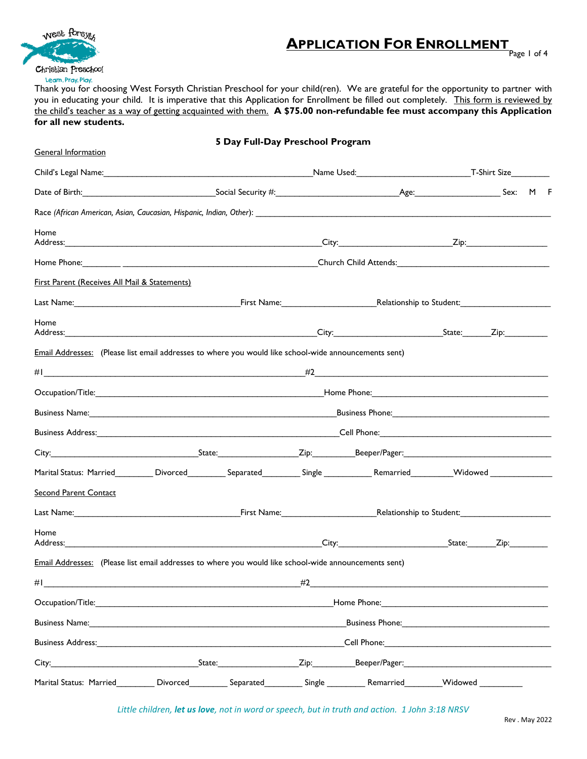West Forsyth Christian Preschool
Learn. Pray. Play.

# APPLICATION FOR ENROLLMENT

Thank you for choosing West Forsyth Christian Preschool for your child(ren). We are grateful for the opportunity to partner with you in educating your child. It is imperative that this Application for Enrollment be filled out completely. This form is reviewed by the child's teacher as a way of getting acquainted with them. **A $75.00 non-refundable fee must accompany this Application for all new students.**

**5 Day Full-Day Preschool Program**

General Information

Child's Legal Name:______________________________Name Used:__________________T-Shirt Size________

Date of Birth:______________________Social Security #:____________________Age:______________ Sex: M F

Race *(African American, Asian, Caucasian, Hispanic, Indian, Other)*: ____________________________________________

Home Address:____________________________________________City:____________________Zip:______________

Home Phone:________ ___________________________________Church Child Attends:___________________________

First Parent (Receives All Mail & Statements)

Last Name:___________________________First Name:_______________Relationship to Student:_______________

Home Address:_________________________________________City:__________________State:______Zip:_________

Email Addresses: (Please list email addresses to where you would like school-wide announcements sent)

#1_____________________________________________#2_____________________________________________

Occupation/Title:________________________________________Home Phone:______________________________

Business Name:__________________________________________Business Phone:___________________________

Business Address:________________________________________Cell Phone:______________________________

City:_________________________State:______________Zip:_________Beeper/Pager:__________________________

Marital Status: Married________ Divorced________ Separated________ Single __________ Remarried________Widowed _____________

Second Parent Contact

Last Name:___________________________First Name:_______________Relationship to Student:_______________

Home Address:_________________________________________City:__________________State:______Zip:________

Email Addresses: (Please list email addresses to where you would like school-wide announcements sent)

#1_____________________________________________#2_____________________________________________

Occupation/Title:________________________________________Home Phone:______________________________

Business Name:__________________________________________Business Phone:___________________________

Business Address:________________________________________Cell Phone:______________________________

City:_________________________State:______________Zip:_________Beeper/Pager:__________________________

Marital Status: Married________ Divorced________ Separated________ Single ________ Remarried________Widowed _________

*Little children, **let us love**, not in word or speech, but in truth and action. 1 John 3:18 NRSV*

Rev . May 2022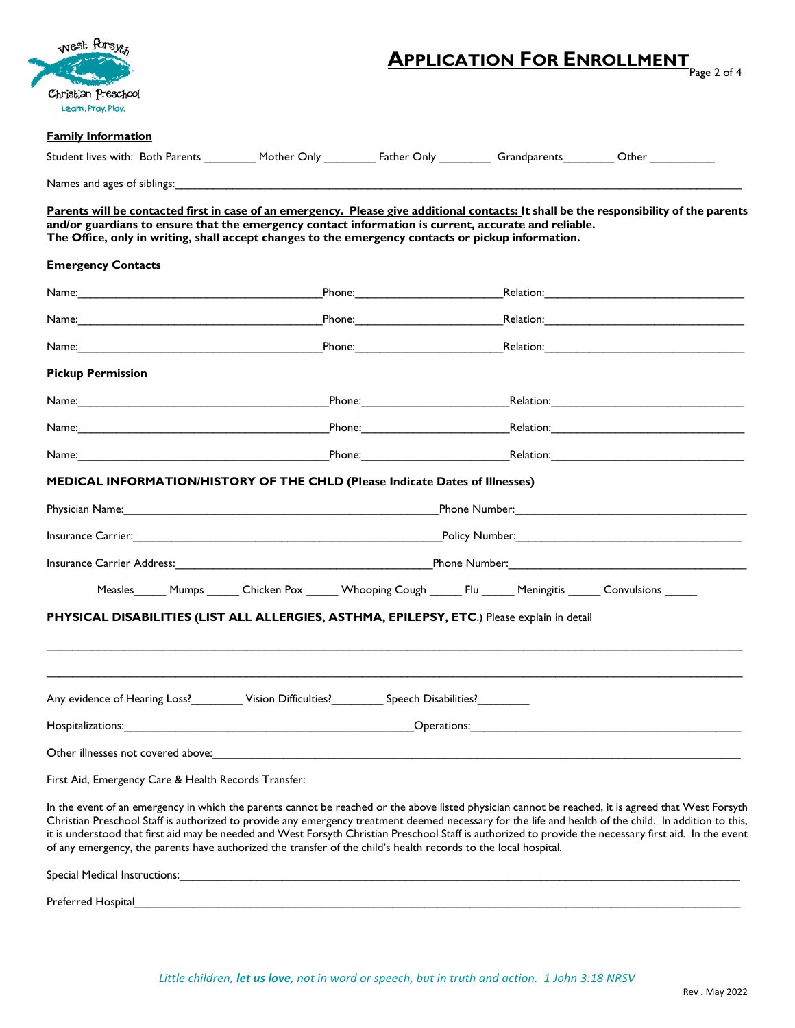West Forsyth Christian Preschool
Learn. Pray. Play.

# APPLICATION FOR ENROLLMENT

**Family Information**

Student lives with: Both Parents ________ Mother Only ________ Father Only ________ Grandparents________ Other __________

Names and ages of siblings:_______________________________________________________________________________

**Parents will be contacted first in case of an emergency. Please give additional contacts: It shall be the responsibility of the parents and/or guardians to ensure that the emergency contact information is current, accurate and reliable.**
**The Office, only in writing, shall accept changes to the emergency contacts or pickup information.**

**Emergency Contacts**

Name:_____________________________________Phone:______________________Relation:_______________________________

Name:_____________________________________Phone:______________________Relation:_______________________________

Name:_____________________________________Phone:______________________Relation:_______________________________

**Pickup Permission**

Name:_____________________________________Phone:______________________Relation:_______________________________

Name:_____________________________________Phone:______________________Relation:_______________________________

Name:_____________________________________Phone:______________________Relation:_______________________________

**MEDICAL INFORMATION/HISTORY OF THE CHLD (Please Indicate Dates of Illnesses)**

Physician Name:_______________________________________________Phone Number:___________________________________

Insurance Carrier:_____________________________________________Policy Number:__________________________________

Insurance Carrier Address:______________________________________Phone Number:___________________________________

Measles_____ Mumps _____ Chicken Pox _____ Whooping Cough _____ Flu _____ Meningitis _____ Convulsions _____

**PHYSICAL DISABILITIES (LIST ALL ALLERGIES, ASTHMA, EPILEPSY, ETC**.) Please explain in detail

______________________________________________________________________________________________________

______________________________________________________________________________________________________

Any evidence of Hearing Loss?________ Vision Difficulties?________ Speech Disabilities?________

Hospitalizations:_____________________________________________Operations:_________________________________________

Other illnesses not covered above:____________________________________________________________________________

First Aid, Emergency Care & Health Records Transfer:

In the event of an emergency in which the parents cannot be reached or the above listed physician cannot be reached, it is agreed that West Forsyth Christian Preschool Staff is authorized to provide any emergency treatment deemed necessary for the life and health of the child. In addition to this, it is understood that first aid may be needed and West Forsyth Christian Preschool Staff is authorized to provide the necessary first aid. In the event of any emergency, the parents have authorized the transfer of the child's health records to the local hospital.

Special Medical Instructions:_________________________________________________________________________________

Preferred Hospital__________________________________________________________________________________________

*Little children, **let us love**, not in word or speech, but in truth and action. 1 John 3:18 NRSV*

Rev . May 2022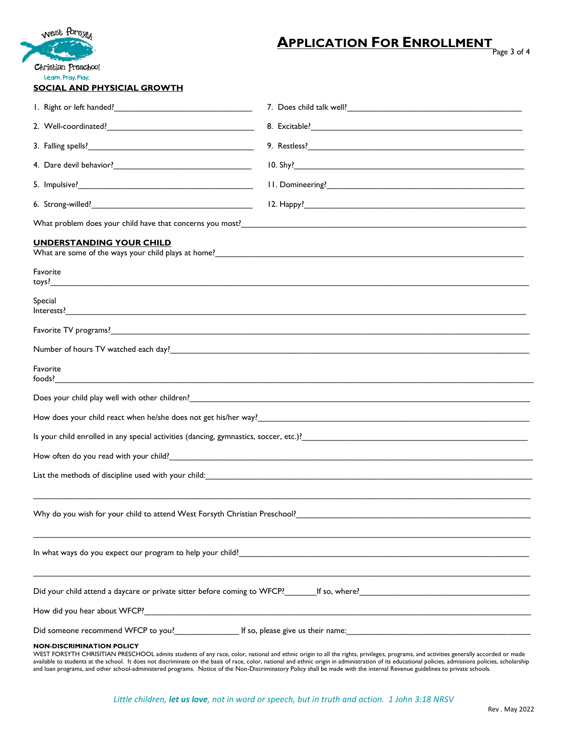West Forsyth Christian Preschool
Learn. Pray. Play.

# APPLICATION FOR ENROLLMENT

## SOCIAL AND PHYSICIAL GROWTH

1. Right or left handed?______________________________
2. Well-coordinated?______________________________
3. Falling spells?______________________________
4. Dare devil behavior?______________________________
5. Impulsive?______________________________
6. Strong-willed?______________________________
7. Does child talk well?______________________________
8. Excitable?______________________________
9. Restless?______________________________
10. Shy?______________________________
11. Domineering?______________________________
12. Happy?______________________________

What problem does your child have that concerns you most?______________________________

## UNDERSTANDING YOUR CHILD

What are some of the ways your child plays at home?______________________________

Favorite toys?______________________________

Special Interests?______________________________

Favorite TV programs?______________________________

Number of hours TV watched each day?______________________________

Favorite foods?______________________________

Does your child play well with other children?______________________________

How does your child react when he/she does not get his/her way?______________________________

Is your child enrolled in any special activities (dancing, gymnastics, soccer, etc.)?______________________________

How often do you read with your child?______________________________

List the methods of discipline used with your child:______________________________

______________________________

Why do you wish for your child to attend West Forsyth Christian Preschool?______________________________

______________________________

In what ways do you expect our program to help your child?______________________________

______________________________

Did your child attend a daycare or private sitter before coming to WFCP?_______If so, where?______________________________

How did you hear about WFCP?______________________________

Did someone recommend WFCP to you?______________ If so, please give us their name:______________________________

**NON-DISCRIMINATION POLICY**

WEST FORSYTH CHRISITIAN PRESCHOOL admits students of any race, color, national and ethnic origin to all the rights, privileges, programs, and activities generally accorded or made available to students at the school. It does not discriminate on the basis of race, color, national and ethnic origin in administration of its educational policies, admissions policies, scholarship and loan programs, and other school-administered programs. Notice of the Non-Discriminatory Policy shall be made with the internal Revenue guidelines to private schools.

*Little children, **let us love**, not in word or speech, but in truth and action. 1 John 3:18 NRSV*

Rev . May 2022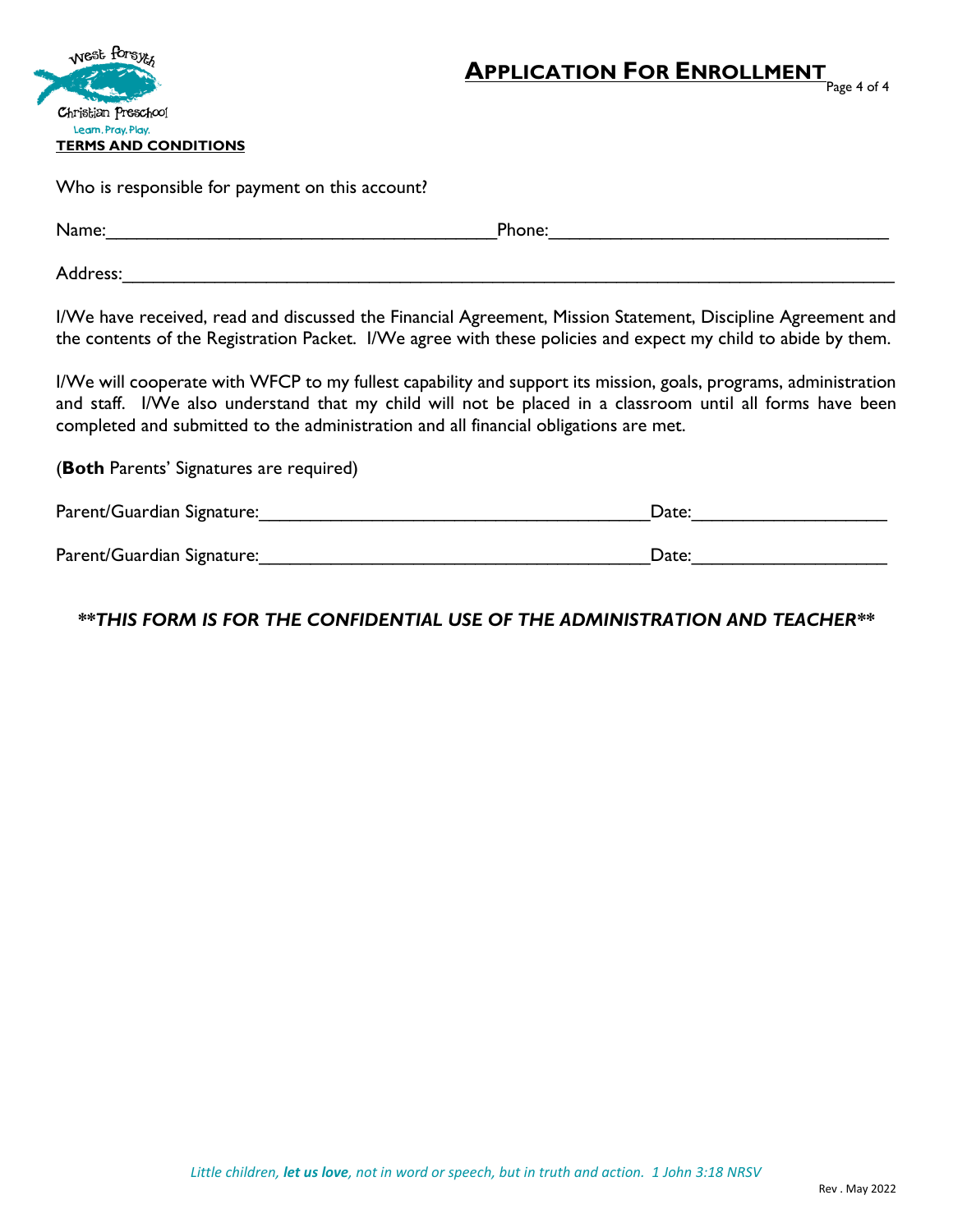# APPLICATION FOR ENROLLMENT

**TERMS AND CONDITIONS**

Who is responsible for payment on this account?

Name:______________________________________ Phone:_________________________________

Address:___________________________________________________________________________

I/We have received, read and discussed the Financial Agreement, Mission Statement, Discipline Agreement and the contents of the Registration Packet. I/We agree with these policies and expect my child to abide by them.

I/We will cooperate with WFCP to my fullest capability and support its mission, goals, programs, administration and staff. I/We also understand that my child will not be placed in a classroom until all forms have been completed and submitted to the administration and all financial obligations are met.

(**Both** Parents' Signatures are required)

Parent/Guardian Signature:______________________________________ Date:___________________

Parent/Guardian Signature:______________________________________ Date:___________________

***\*\*THIS FORM IS FOR THE CONFIDENTIAL USE OF THE ADMINISTRATION AND TEACHER\*\****

*Little children, **let us love**, not in word or speech, but in truth and action. 1 John 3:18 NRSV*

Rev . May 2022